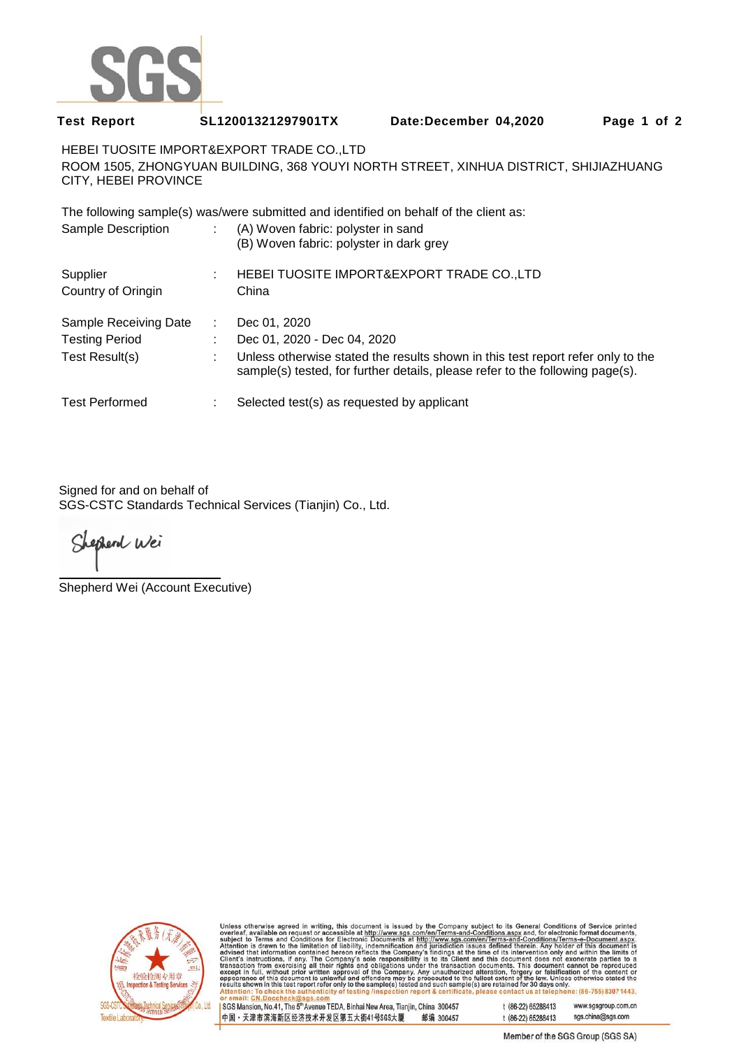**Test Report** **SL12001321297901TX** **Date:December 04,2020**

HEBEI TUOSITE IMPORT&EXPORT TRADE CO.,LTD
ROOM 1505, ZHONGYUAN BUILDING, 368 YOUYI NORTH STREET, XINHUA DISTRICT, SHIJIAZHUANG CITY, HEBEI PROVINCE

The following sample(s) was/were submitted and identified on behalf of the client as:

| | | |
|---|---|---|
| Sample Description | : | (A) Woven fabric: polyester in sand<br>(B) Woven fabric: polyester in dark grey |
| Supplier | : | HEBEI TUOSITE IMPORT&EXPORT TRADE CO.,LTD |
| Country of Oringin | | China |
| Sample Receiving Date | : | Dec 01, 2020 |
| Testing Period | : | Dec 01, 2020 - Dec 04, 2020 |
| Test Result(s) | : | Unless otherwise stated the results shown in this test report refer only to the sample(s) tested, for further details, please refer to the following page(s). |
| Test Performed | : | Selected test(s) as requested by applicant |

Signed for and on behalf of
SGS-CSTC Standards Technical Services (Tianjin) Co., Ltd.

Shepherd Wei

Shepherd Wei (Account Executive)

Unless otherwise agreed in writing, this document is issued by the Company subject to its General Conditions of Service printed overleaf, available on request or accessible at http://www.sgs.com/en/Terms-and-Conditions.aspx and, for electronic format documents, subject to Terms and Conditions for Electronic Documents at http://www.sgs.com/en/Terms-and-Conditions/Terms-e-Document.aspx. Attention is drawn to the limitation of liability, indemnification and jurisdiction issues defined therein. Any holder of this document is advised that information contained hereon reflects the Company's findings at the time of its intervention only and within the limits of Client's instructions, if any. The Company's sole responsibility is to its Client and this document does not exonerate parties to a transaction from exercising all their rights and obligations under the transaction documents. This document cannot be reproduced except in full, without prior written approval of the Company. Any unauthorized alteration, forgery or falsification of the content or appearance of this document is unlawful and offenders may be prosecuted to the fullest extent of the law. Unless otherwise stated the results shown in this test report refer only to the sample(s) tested and such sample(s) are retained for 30 days only.
Attention: To check the authenticity of testing /inspection report & certificate, please contact us at telephone: (86-755) 8307 1443, or email: CN.Doccheck@sgs.com

SGS Mansion, No.41, The 5th Avenue TEDA, Binhai New Area, Tianjin, China 300457 t (86-22) 65288413 www.sgsgroup.com.cn
中国・天津市滨海新区经济技术开发区第五大街41号SGS大厦 邮编 300457 t (86-22) 65288413 sgs.china@sgs.com

Member of the SGS Group (SGS SA)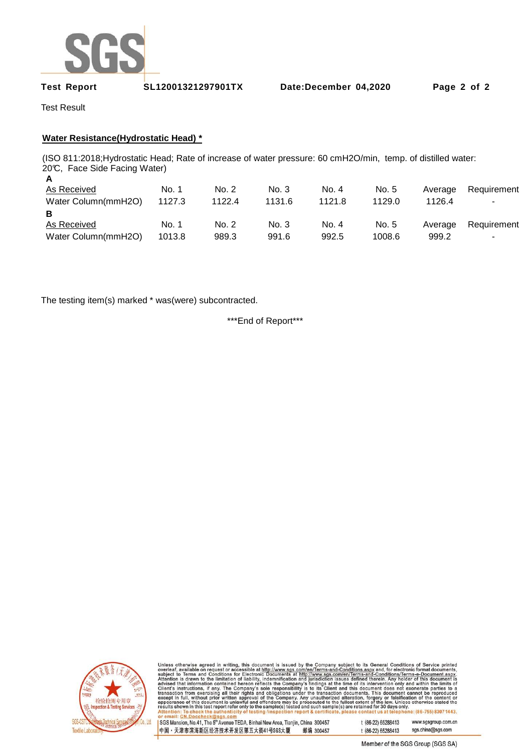Test Report SL12001321297901TX Date:December 04,2020

Test Result

**Water Resistance(Hydrostatic Head) ***

(ISO 811:2018;Hydrostatic Head; Rate of increase of water pressure: 60 cm$H_2O$/min, temp. of distilled water: 20℃, Face Side Facing Water)

**A**

| As Received | No. 1 | No. 2 | No. 3 | No. 4 | No. 5 | Average | Requirement |
|---|---|---|---|---|---|---|---|
| Water Column(mm$H_2O$) | 1127.3 | 1122.4 | 1131.6 | 1121.8 | 1129.0 | 1126.4 | - |

**B**

| As Received | No. 1 | No. 2 | No. 3 | No. 4 | No. 5 | Average | Requirement |
|---|---|---|---|---|---|---|---|
| Water Column(mm$H_2O$) | 1013.8 | 989.3 | 991.6 | 992.5 | 1008.6 | 999.2 | - |

The testing item(s) marked * was(were) subcontracted.

***End of Report***

Unless otherwise agreed in writing, this document is issued by the Company subject to its General Conditions of Service printed overleaf, available on request or accessible at http://www.sgs.com/en/Terms-and-Conditions.aspx and, for electronic format documents, subject to Terms and Conditions for Electronic Documents at http://www.sgs.com/en/Terms-and-Conditions/Terms-e-Document.aspx. Attention is drawn to the limitation of liability, indemnification and jurisdiction issues defined therein. Any holder of this document is advised that information contained hereon reflects the Company's findings at the time of its intervention only and within the limits of Client's instructions, if any. The Company's sole responsibility is to its Client and this document does not exonerate parties to a transaction from exercising all their rights and obligations under the transaction documents. This document cannot be reproduced except in full, without prior written approval of the Company. Any unauthorized alteration, forgery or falsification of the content or appearance of this document is unlawful and offenders may be prosecuted to the fullest extent of the law. Unless otherwise stated the results shown in this test report refer only to the sample(s) tested and such sample(s) are retained for 30 days only.
Attention: To check the authenticity of testing /inspection report & certificate, please contact us at telephone: (86-755) 8307 1443, or email: CN.Doccheck@sgs.com

SGS Mansion, No.41, The 5th Avenue TEDA, Binhai New Area, Tianjin, China 300457 t (86-22) 65288413 www.sgsgroup.com.cn
中国・天津市滨海新区经济技术开发区第五大街41号SGS大厦 邮编 300457 t (86-22) 65288413 sgs.china@sgs.com

Member of the SGS Group (SGS SA)